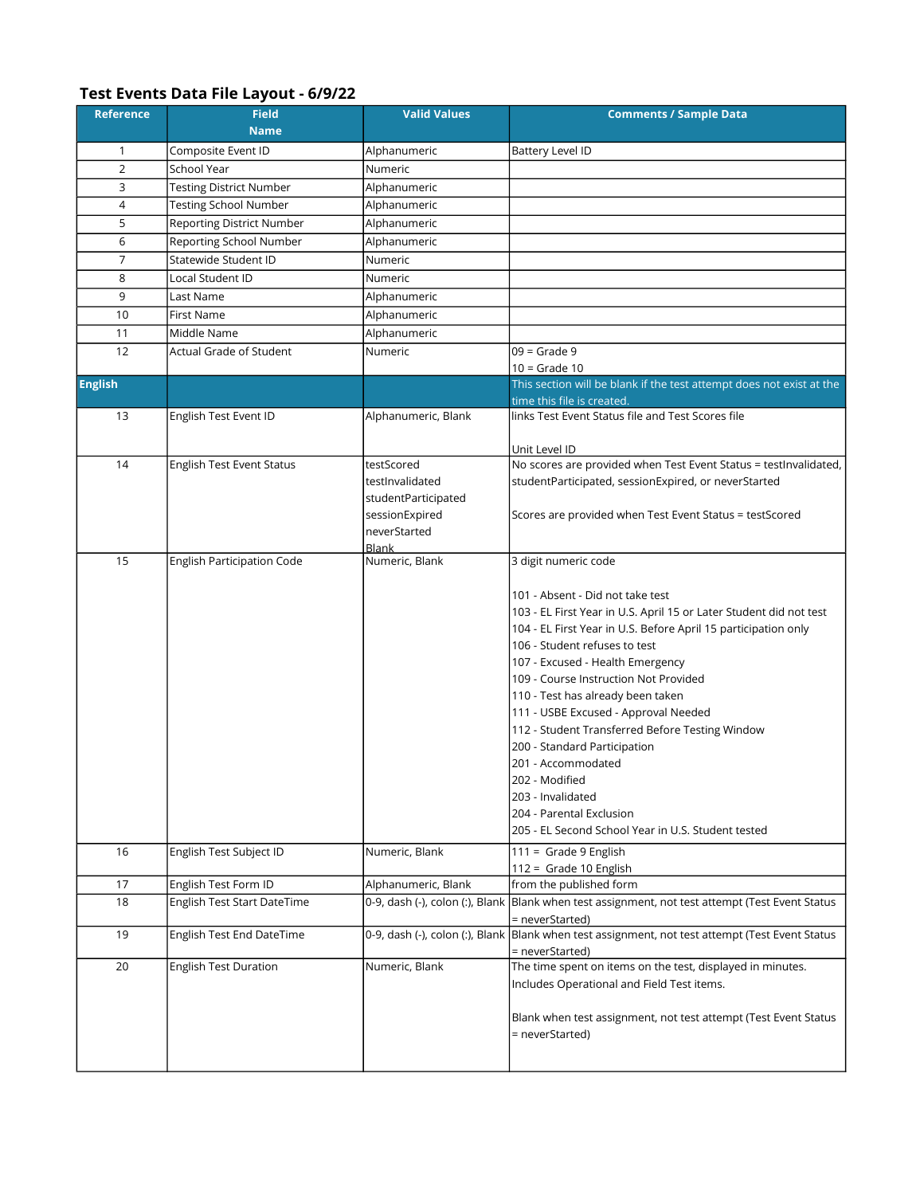# Test Events Data File Layout - 6/9/22

| Reference | Field Name | Valid Values | Comments / Sample Data |
|---|---|---|---|
| 1 | Composite Event ID | Alphanumeric | Battery Level ID |
| 2 | School Year | Numeric | |
| 3 | Testing District Number | Alphanumeric | |
| 4 | Testing School Number | Alphanumeric | |
| 5 | Reporting District Number | Alphanumeric | |
| 6 | Reporting School Number | Alphanumeric | |
| 7 | Statewide Student ID | Numeric | |
| 8 | Local Student ID | Numeric | |
| 9 | Last Name | Alphanumeric | |
| 10 | First Name | Alphanumeric | |
| 11 | Middle Name | Alphanumeric | |
| 12 | Actual Grade of Student | Numeric | 09 = Grade 9<br>10 = Grade 10 |
| **English** | | | This section will be blank if the test attempt does not exist at the time this file is created. |
| 13 | English Test Event ID | Alphanumeric, Blank | links Test Event Status file and Test Scores file<br><br>Unit Level ID |
| 14 | English Test Event Status | testScored<br>testInvalidated<br>studentParticipated<br>sessionExpired<br>neverStarted<br>Blank | No scores are provided when Test Event Status = testInvalidated, studentParticipated, sessionExpired, or neverStarted<br><br>Scores are provided when Test Event Status = testScored |
| 15 | English Participation Code | Numeric, Blank | 3 digit numeric code<br><br>101 - Absent - Did not take test<br>103 - EL First Year in U.S. April 15 or Later Student did not test<br>104 - EL First Year in U.S. Before April 15 participation only<br>106 - Student refuses to test<br>107 - Excused - Health Emergency<br>109 - Course Instruction Not Provided<br>110 - Test has already been taken<br>111 - USBE Excused - Approval Needed<br>112 - Student Transferred Before Testing Window<br>200 - Standard Participation<br>201 - Accommodated<br>202 - Modified<br>203 - Invalidated<br>204 - Parental Exclusion<br>205 - EL Second School Year in U.S. Student tested |
| 16 | English Test Subject ID | Numeric, Blank | 111 = Grade 9 English<br>112 = Grade 10 English |
| 17 | English Test Form ID | Alphanumeric, Blank | from the published form |
| 18 | English Test Start DateTime | 0-9, dash (-), colon (:), Blank | Blank when test assignment, not test attempt (Test Event Status = neverStarted) |
| 19 | English Test End DateTime | 0-9, dash (-), colon (:), Blank | Blank when test assignment, not test attempt (Test Event Status = neverStarted) |
| 20 | English Test Duration | Numeric, Blank | The time spent on items on the test, displayed in minutes. Includes Operational and Field Test items.<br><br>Blank when test assignment, not test attempt (Test Event Status = neverStarted) |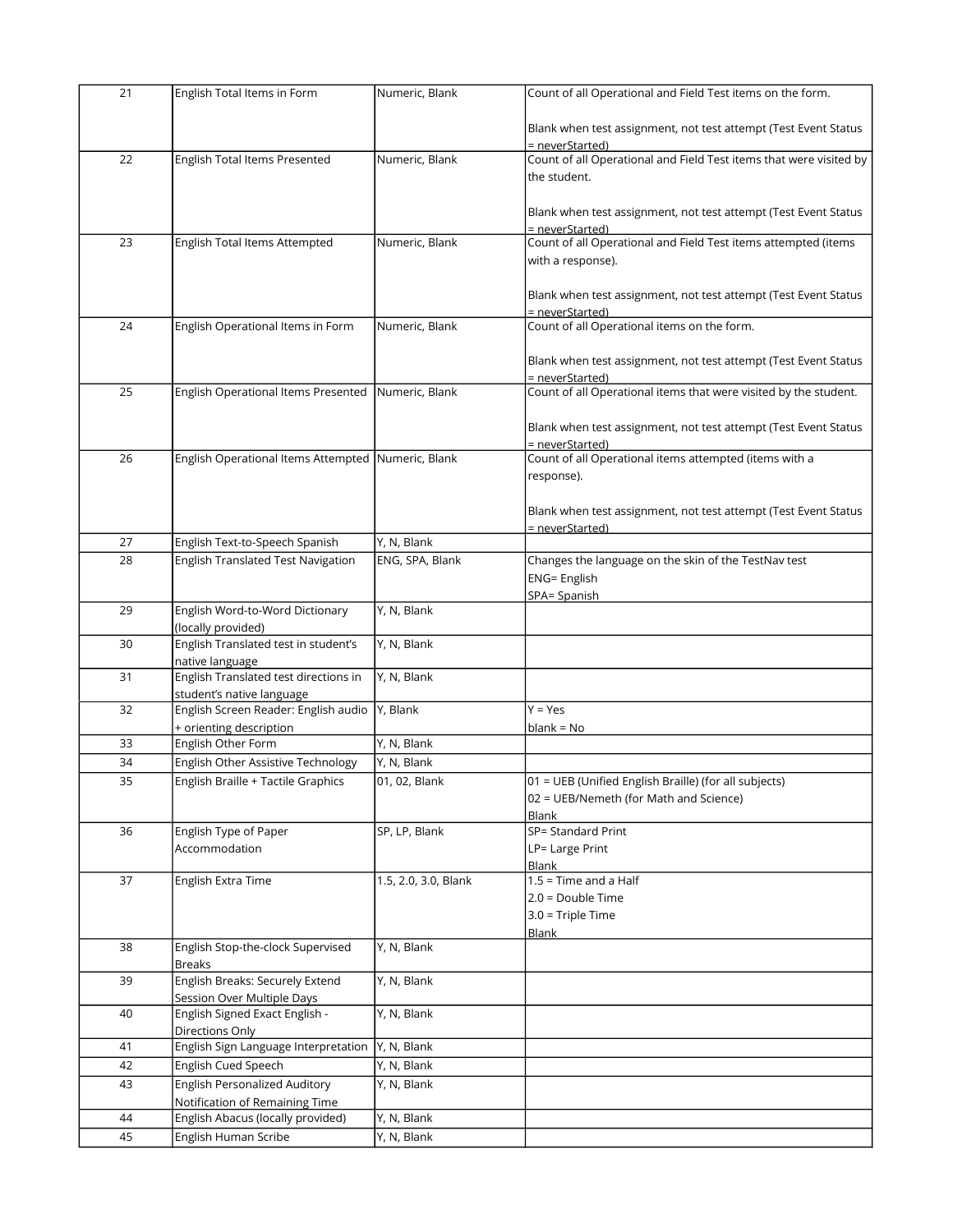| 21 | English Total Items in Form | Numeric, Blank | Count of all Operational and Field Test items on the form.<br><br>Blank when test assignment, not test attempt (Test Event Status = neverStarted) |
|---|---|---|---|
| 22 | English Total Items Presented | Numeric, Blank | Count of all Operational and Field Test items that were visited by the student.<br><br>Blank when test assignment, not test attempt (Test Event Status = neverStarted) |
| 23 | English Total Items Attempted | Numeric, Blank | Count of all Operational and Field Test items attempted (items with a response).<br><br>Blank when test assignment, not test attempt (Test Event Status = neverStarted) |
| 24 | English Operational Items in Form | Numeric, Blank | Count of all Operational items on the form.<br><br>Blank when test assignment, not test attempt (Test Event Status = neverStarted) |
| 25 | English Operational Items Presented | Numeric, Blank | Count of all Operational items that were visited by the student.<br><br>Blank when test assignment, not test attempt (Test Event Status = neverStarted) |
| 26 | English Operational Items Attempted | Numeric, Blank | Count of all Operational items attempted (items with a response).<br><br>Blank when test assignment, not test attempt (Test Event Status = neverStarted) |
| 27 | English Text-to-Speech Spanish | Y, N, Blank | |
| 28 | English Translated Test Navigation | ENG, SPA, Blank | Changes the language on the skin of the TestNav test<br>ENG= English<br>SPA= Spanish |
| 29 | English Word-to-Word Dictionary (locally provided) | Y, N, Blank | |
| 30 | English Translated test in student's native language | Y, N, Blank | |
| 31 | English Translated test directions in student's native language | Y, N, Blank | |
| 32 | English Screen Reader: English audio + orienting description | Y, Blank | Y = Yes<br>blank = No |
| 33 | English Other Form | Y, N, Blank | |
| 34 | English Other Assistive Technology | Y, N, Blank | |
| 35 | English Braille + Tactile Graphics | 01, 02, Blank | 01 = UEB (Unified English Braille) (for all subjects)<br>02 = UEB/Nemeth (for Math and Science)<br>Blank |
| 36 | English Type of Paper Accommodation | SP, LP, Blank | SP= Standard Print<br>LP= Large Print<br>Blank |
| 37 | English Extra Time | 1.5, 2.0, 3.0, Blank | 1.5 = Time and a Half<br>2.0 = Double Time<br>3.0 = Triple Time<br>Blank |
| 38 | English Stop-the-clock Supervised Breaks | Y, N, Blank | |
| 39 | English Breaks: Securely Extend Session Over Multiple Days | Y, N, Blank | |
| 40 | English Signed Exact English - Directions Only | Y, N, Blank | |
| 41 | English Sign Language Interpretation | Y, N, Blank | |
| 42 | English Cued Speech | Y, N, Blank | |
| 43 | English Personalized Auditory Notification of Remaining Time | Y, N, Blank | |
| 44 | English Abacus (locally provided) | Y, N, Blank | |
| 45 | English Human Scribe | Y, N, Blank | |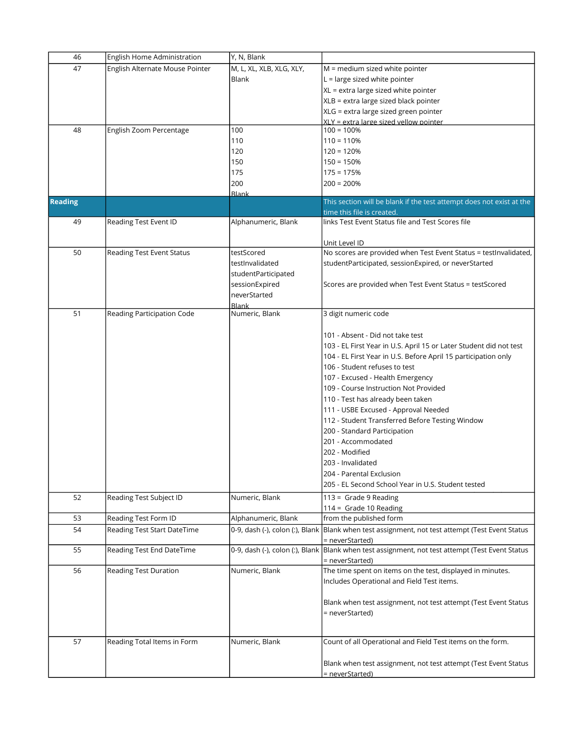| | | | |
|---|---|---|---|
| 46 | English Home Administration | Y, N, Blank | |
| 47 | English Alternate Mouse Pointer | M, L, XL, XLB, XLG, XLY, Blank | M = medium sized white pointer<br>L = large sized white pointer<br>XL = extra large sized white pointer<br>XLB = extra large sized black pointer<br>XLG = extra large sized green pointer<br>XLY = extra large sized yellow pointer |
| 48 | English Zoom Percentage | 100<br>110<br>120<br>150<br>175<br>200<br>Blank | 100 = 100%<br>110 = 110%<br>120 = 120%<br>150 = 150%<br>175 = 175%<br>200 = 200% |
| **Reading** | | | This section will be blank if the test attempt does not exist at the time this file is created. |
| 49 | Reading Test Event ID | Alphanumeric, Blank | links Test Event Status file and Test Scores file<br><br>Unit Level ID |
| 50 | Reading Test Event Status | testScored<br>testInvalidated<br>studentParticipated<br>sessionExpired<br>neverStarted<br>Blank | No scores are provided when Test Event Status = testInvalidated, studentParticipated, sessionExpired, or neverStarted<br><br>Scores are provided when Test Event Status = testScored |
| 51 | Reading Participation Code | Numeric, Blank | 3 digit numeric code<br><br>101 - Absent - Did not take test<br>103 - EL First Year in U.S. April 15 or Later Student did not test<br>104 - EL First Year in U.S. Before April 15 participation only<br>106 - Student refuses to test<br>107 - Excused - Health Emergency<br>109 - Course Instruction Not Provided<br>110 - Test has already been taken<br>111 - USBE Excused - Approval Needed<br>112 - Student Transferred Before Testing Window<br>200 - Standard Participation<br>201 - Accommodated<br>202 - Modified<br>203 - Invalidated<br>204 - Parental Exclusion<br>205 - EL Second School Year in U.S. Student tested |
| 52 | Reading Test Subject ID | Numeric, Blank | 113 = Grade 9 Reading<br>114 = Grade 10 Reading |
| 53 | Reading Test Form ID | Alphanumeric, Blank | from the published form |
| 54 | Reading Test Start DateTime | 0-9, dash (-), colon (:), Blank | Blank when test assignment, not test attempt (Test Event Status = neverStarted) |
| 55 | Reading Test End DateTime | 0-9, dash (-), colon (:), Blank | Blank when test assignment, not test attempt (Test Event Status = neverStarted) |
| 56 | Reading Test Duration | Numeric, Blank | The time spent on items on the test, displayed in minutes. Includes Operational and Field Test items.<br><br>Blank when test assignment, not test attempt (Test Event Status = neverStarted) |
| 57 | Reading Total Items in Form | Numeric, Blank | Count of all Operational and Field Test items on the form.<br><br>Blank when test assignment, not test attempt (Test Event Status = neverStarted) |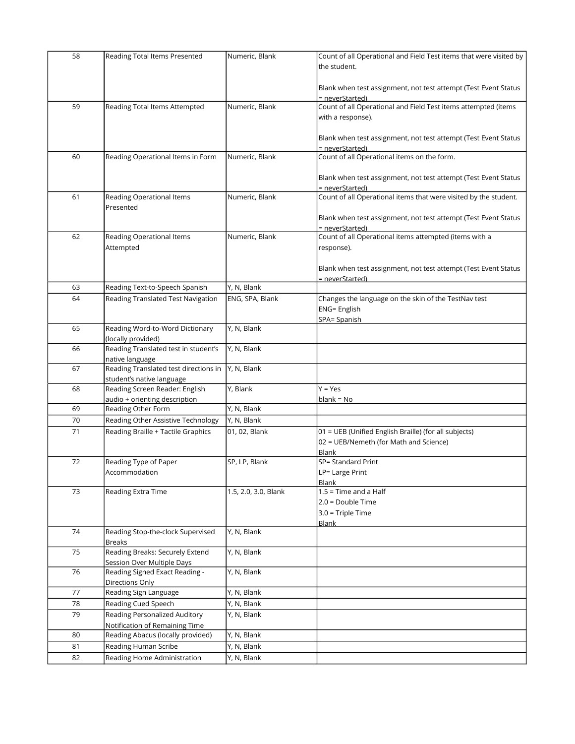| 58 | Reading Total Items Presented | Numeric, Blank | Count of all Operational and Field Test items that were visited by the student.<br><br>Blank when test assignment, not test attempt (Test Event Status = neverStarted) |
|---|---|---|---|
| 59 | Reading Total Items Attempted | Numeric, Blank | Count of all Operational and Field Test items attempted (items with a response).<br><br>Blank when test assignment, not test attempt (Test Event Status = neverStarted) |
| 60 | Reading Operational Items in Form | Numeric, Blank | Count of all Operational items on the form.<br><br>Blank when test assignment, not test attempt (Test Event Status = neverStarted) |
| 61 | Reading Operational Items Presented | Numeric, Blank | Count of all Operational items that were visited by the student.<br><br>Blank when test assignment, not test attempt (Test Event Status = neverStarted) |
| 62 | Reading Operational Items Attempted | Numeric, Blank | Count of all Operational items attempted (items with a response).<br><br>Blank when test assignment, not test attempt (Test Event Status = neverStarted) |
| 63 | Reading Text-to-Speech Spanish | Y, N, Blank | |
| 64 | Reading Translated Test Navigation | ENG, SPA, Blank | Changes the language on the skin of the TestNav test<br>ENG= English<br>SPA= Spanish |
| 65 | Reading Word-to-Word Dictionary (locally provided) | Y, N, Blank | |
| 66 | Reading Translated test in student's native language | Y, N, Blank | |
| 67 | Reading Translated test directions in student's native language | Y, N, Blank | |
| 68 | Reading Screen Reader: English audio + orienting description | Y, Blank | Y = Yes<br>blank = No |
| 69 | Reading Other Form | Y, N, Blank | |
| 70 | Reading Other Assistive Technology | Y, N, Blank | |
| 71 | Reading Braille + Tactile Graphics | 01, 02, Blank | 01 = UEB (Unified English Braille) (for all subjects)<br>02 = UEB/Nemeth (for Math and Science)<br>Blank |
| 72 | Reading Type of Paper Accommodation | SP, LP, Blank | SP= Standard Print<br>LP= Large Print<br>Blank |
| 73 | Reading Extra Time | 1.5, 2.0, 3.0, Blank | 1.5 = Time and a Half<br>2.0 = Double Time<br>3.0 = Triple Time<br>Blank |
| 74 | Reading Stop-the-clock Supervised Breaks | Y, N, Blank | |
| 75 | Reading Breaks: Securely Extend Session Over Multiple Days | Y, N, Blank | |
| 76 | Reading Signed Exact Reading - Directions Only | Y, N, Blank | |
| 77 | Reading Sign Language | Y, N, Blank | |
| 78 | Reading Cued Speech | Y, N, Blank | |
| 79 | Reading Personalized Auditory Notification of Remaining Time | Y, N, Blank | |
| 80 | Reading Abacus (locally provided) | Y, N, Blank | |
| 81 | Reading Human Scribe | Y, N, Blank | |
| 82 | Reading Home Administration | Y, N, Blank | |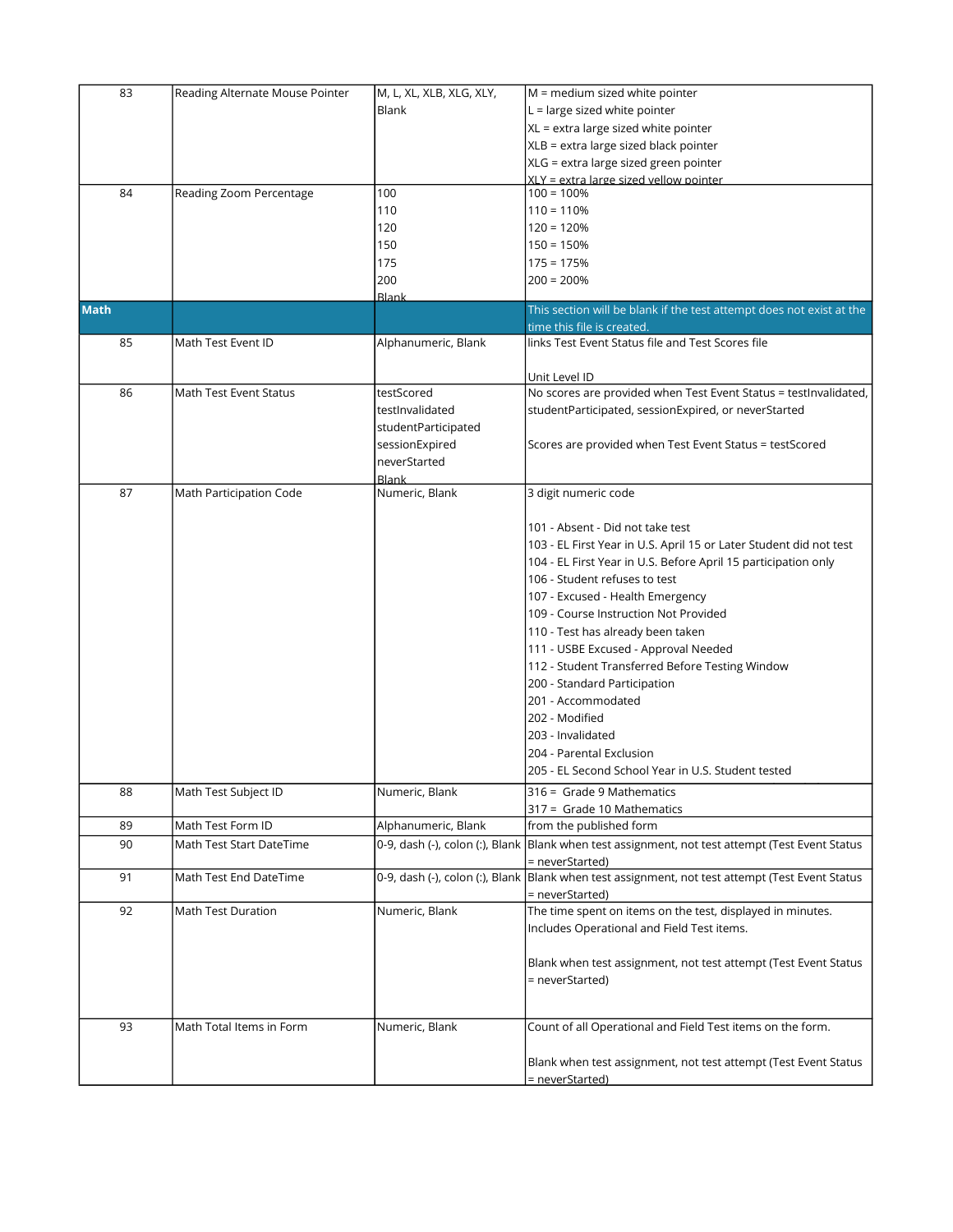| 83 | Reading Alternate Mouse Pointer | M, L, XL, XLB, XLG, XLY, Blank | M = medium sized white pointer<br>L = large sized white pointer<br>XL = extra large sized white pointer<br>XLB = extra large sized black pointer<br>XLG = extra large sized green pointer<br>XLY = extra large sized yellow pointer |
|---|---|---|---|
| 84 | Reading Zoom Percentage | 100<br>110<br>120<br>150<br>175<br>200<br>Blank | 100 = 100%<br>110 = 110%<br>120 = 120%<br>150 = 150%<br>175 = 175%<br>200 = 200% |
| **Math** | | | This section will be blank if the test attempt does not exist at the time this file is created. |
| 85 | Math Test Event ID | Alphanumeric, Blank | links Test Event Status file and Test Scores file<br><br>Unit Level ID |
| 86 | Math Test Event Status | testScored<br>testInvalidated<br>studentParticipated<br>sessionExpired<br>neverStarted<br>Blank | No scores are provided when Test Event Status = testInvalidated, studentParticipated, sessionExpired, or neverStarted<br><br>Scores are provided when Test Event Status = testScored |
| 87 | Math Participation Code | Numeric, Blank | 3 digit numeric code<br><br>101 - Absent - Did not take test<br>103 - EL First Year in U.S. April 15 or Later Student did not test<br>104 - EL First Year in U.S. Before April 15 participation only<br>106 - Student refuses to test<br>107 - Excused - Health Emergency<br>109 - Course Instruction Not Provided<br>110 - Test has already been taken<br>111 - USBE Excused - Approval Needed<br>112 - Student Transferred Before Testing Window<br>200 - Standard Participation<br>201 - Accommodated<br>202 - Modified<br>203 - Invalidated<br>204 - Parental Exclusion<br>205 - EL Second School Year in U.S. Student tested |
| 88 | Math Test Subject ID | Numeric, Blank | 316 = Grade 9 Mathematics<br>317 = Grade 10 Mathematics |
| 89 | Math Test Form ID | Alphanumeric, Blank | from the published form |
| 90 | Math Test Start DateTime | 0-9, dash (-), colon (:), Blank | Blank when test assignment, not test attempt (Test Event Status = neverStarted) |
| 91 | Math Test End DateTime | 0-9, dash (-), colon (:), Blank | Blank when test assignment, not test attempt (Test Event Status = neverStarted) |
| 92 | Math Test Duration | Numeric, Blank | The time spent on items on the test, displayed in minutes. Includes Operational and Field Test items.<br><br>Blank when test assignment, not test attempt (Test Event Status = neverStarted) |
| 93 | Math Total Items in Form | Numeric, Blank | Count of all Operational and Field Test items on the form.<br><br>Blank when test assignment, not test attempt (Test Event Status = neverStarted) |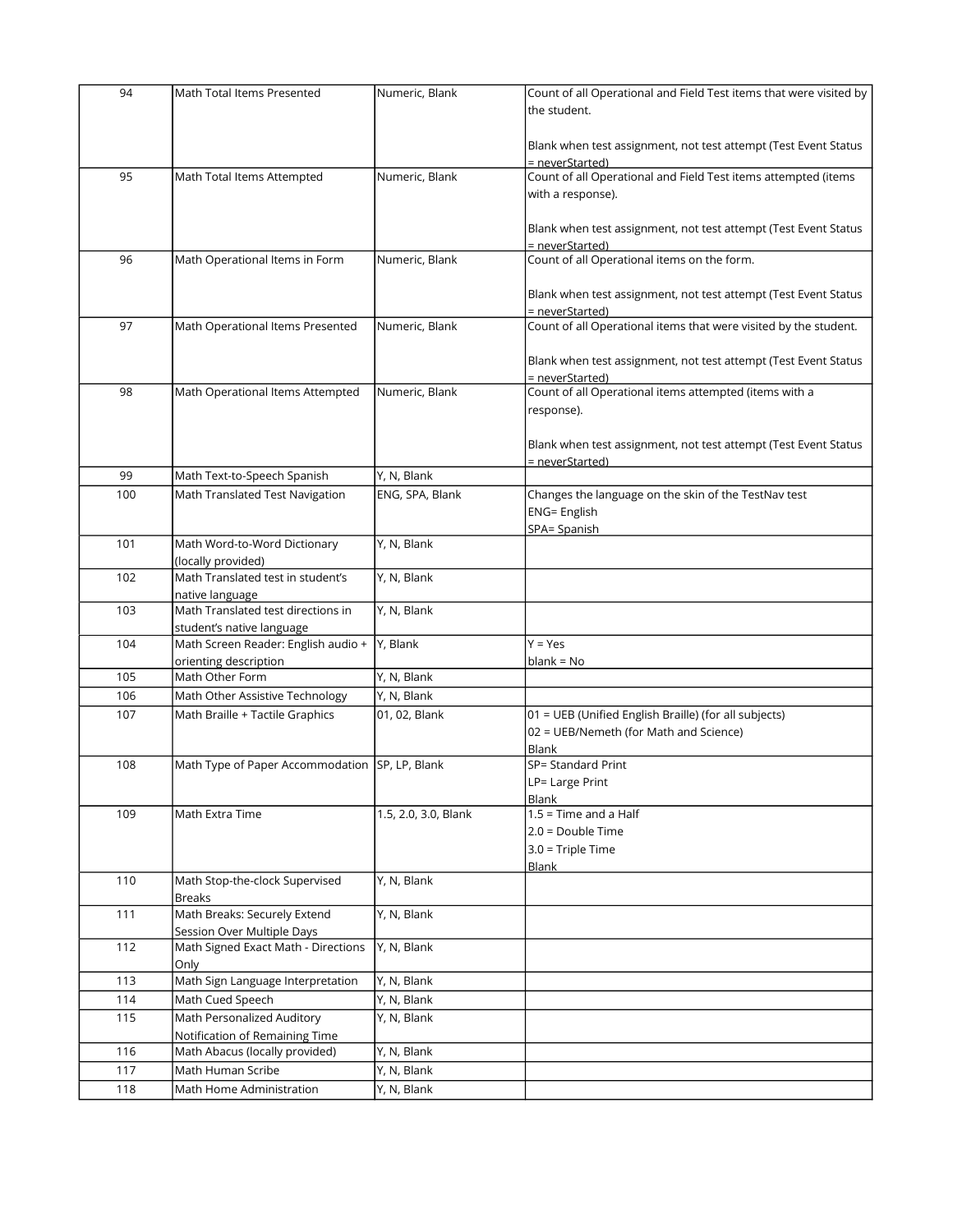| 94 | Math Total Items Presented | Numeric, Blank | Count of all Operational and Field Test items that were visited by the student.<br><br>Blank when test assignment, not test attempt (Test Event Status = neverStarted) |
|---|---|---|---|
| 95 | Math Total Items Attempted | Numeric, Blank | Count of all Operational and Field Test items attempted (items with a response).<br><br>Blank when test assignment, not test attempt (Test Event Status = neverStarted) |
| 96 | Math Operational Items in Form | Numeric, Blank | Count of all Operational items on the form.<br><br>Blank when test assignment, not test attempt (Test Event Status = neverStarted) |
| 97 | Math Operational Items Presented | Numeric, Blank | Count of all Operational items that were visited by the student.<br><br>Blank when test assignment, not test attempt (Test Event Status = neverStarted) |
| 98 | Math Operational Items Attempted | Numeric, Blank | Count of all Operational items attempted (items with a response).<br><br>Blank when test assignment, not test attempt (Test Event Status = neverStarted) |
| 99 | Math Text-to-Speech Spanish | Y, N, Blank | |
| 100 | Math Translated Test Navigation | ENG, SPA, Blank | Changes the language on the skin of the TestNav test<br>ENG= English<br>SPA= Spanish |
| 101 | Math Word-to-Word Dictionary (locally provided) | Y, N, Blank | |
| 102 | Math Translated test in student's native language | Y, N, Blank | |
| 103 | Math Translated test directions in student's native language | Y, N, Blank | |
| 104 | Math Screen Reader: English audio + orienting description | Y, Blank | Y = Yes<br>blank = No |
| 105 | Math Other Form | Y, N, Blank | |
| 106 | Math Other Assistive Technology | Y, N, Blank | |
| 107 | Math Braille + Tactile Graphics | 01, 02, Blank | 01 = UEB (Unified English Braille) (for all subjects)<br>02 = UEB/Nemeth (for Math and Science)<br>Blank |
| 108 | Math Type of Paper Accommodation | SP, LP, Blank | SP= Standard Print<br>LP= Large Print<br>Blank |
| 109 | Math Extra Time | 1.5, 2.0, 3.0, Blank | 1.5 = Time and a Half<br>2.0 = Double Time<br>3.0 = Triple Time<br>Blank |
| 110 | Math Stop-the-clock Supervised Breaks | Y, N, Blank | |
| 111 | Math Breaks: Securely Extend Session Over Multiple Days | Y, N, Blank | |
| 112 | Math Signed Exact Math - Directions Only | Y, N, Blank | |
| 113 | Math Sign Language Interpretation | Y, N, Blank | |
| 114 | Math Cued Speech | Y, N, Blank | |
| 115 | Math Personalized Auditory Notification of Remaining Time | Y, N, Blank | |
| 116 | Math Abacus (locally provided) | Y, N, Blank | |
| 117 | Math Human Scribe | Y, N, Blank | |
| 118 | Math Home Administration | Y, N, Blank | |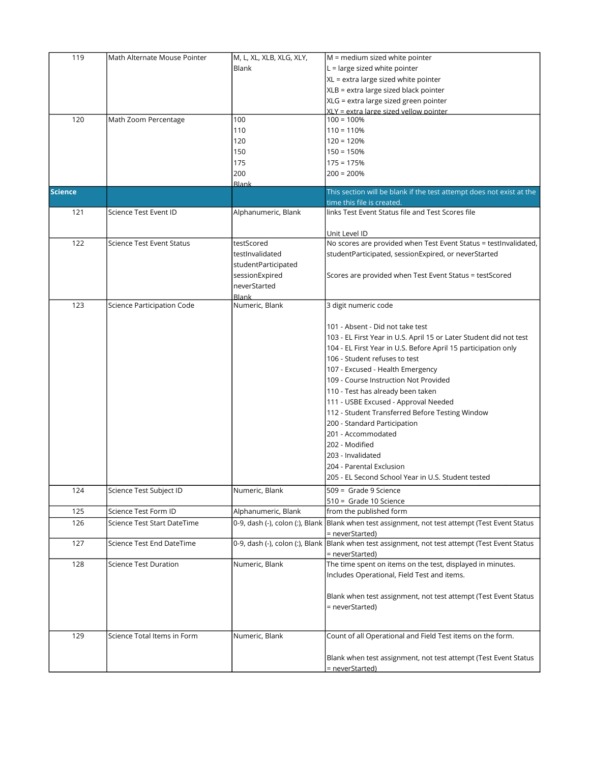| | | | |
|---|---|---|---|
| 119 | Math Alternate Mouse Pointer | M, L, XL, XLB, XLG, XLY, Blank | M = medium sized white pointer<br>L = large sized white pointer<br>XL = extra large sized white pointer<br>XLB = extra large sized black pointer<br>XLG = extra large sized green pointer<br>XLY = extra large sized yellow pointer |
| 120 | Math Zoom Percentage | 100<br>110<br>120<br>150<br>175<br>200<br>Blank | 100 = 100%<br>110 = 110%<br>120 = 120%<br>150 = 150%<br>175 = 175%<br>200 = 200% |
| **Science** | | | This section will be blank if the test attempt does not exist at the time this file is created. |
| 121 | Science Test Event ID | Alphanumeric, Blank | links Test Event Status file and Test Scores file<br><br>Unit Level ID |
| 122 | Science Test Event Status | testScored<br>testInvalidated<br>studentParticipated<br>sessionExpired<br>neverStarted<br>Blank | No scores are provided when Test Event Status = testInvalidated, studentParticipated, sessionExpired, or neverStarted<br><br>Scores are provided when Test Event Status = testScored |
| 123 | Science Participation Code | Numeric, Blank | 3 digit numeric code<br><br>101 - Absent - Did not take test<br>103 - EL First Year in U.S. April 15 or Later Student did not test<br>104 - EL First Year in U.S. Before April 15 participation only<br>106 - Student refuses to test<br>107 - Excused - Health Emergency<br>109 - Course Instruction Not Provided<br>110 - Test has already been taken<br>111 - USBE Excused - Approval Needed<br>112 - Student Transferred Before Testing Window<br>200 - Standard Participation<br>201 - Accommodated<br>202 - Modified<br>203 - Invalidated<br>204 - Parental Exclusion<br>205 - EL Second School Year in U.S. Student tested |
| 124 | Science Test Subject ID | Numeric, Blank | 509 = Grade 9 Science<br>510 = Grade 10 Science |
| 125 | Science Test Form ID | Alphanumeric, Blank | from the published form |
| 126 | Science Test Start DateTime | 0-9, dash (-), colon (:), Blank | Blank when test assignment, not test attempt (Test Event Status = neverStarted) |
| 127 | Science Test End DateTime | 0-9, dash (-), colon (:), Blank | Blank when test assignment, not test attempt (Test Event Status = neverStarted) |
| 128 | Science Test Duration | Numeric, Blank | The time spent on items on the test, displayed in minutes. Includes Operational, Field Test and items.<br><br>Blank when test assignment, not test attempt (Test Event Status = neverStarted) |
| 129 | Science Total Items in Form | Numeric, Blank | Count of all Operational and Field Test items on the form.<br><br>Blank when test assignment, not test attempt (Test Event Status = neverStarted) |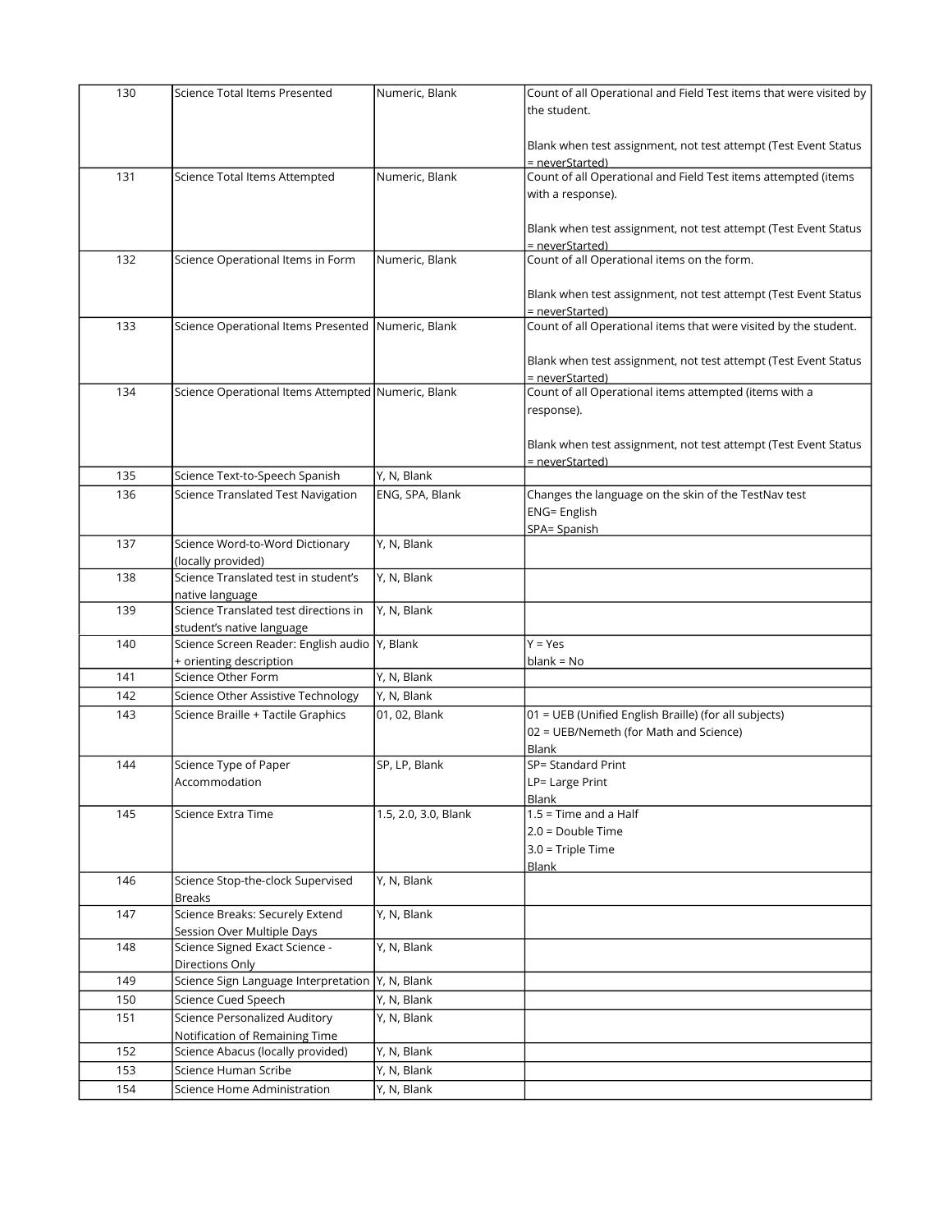| 130 | Science Total Items Presented | Numeric, Blank | Count of all Operational and Field Test items that were visited by the student.<br><br>Blank when test assignment, not test attempt (Test Event Status = neverStarted) |
|---|---|---|---|
| 131 | Science Total Items Attempted | Numeric, Blank | Count of all Operational and Field Test items attempted (items with a response).<br><br>Blank when test assignment, not test attempt (Test Event Status = neverStarted) |
| 132 | Science Operational Items in Form | Numeric, Blank | Count of all Operational items on the form.<br><br>Blank when test assignment, not test attempt (Test Event Status = neverStarted) |
| 133 | Science Operational Items Presented | Numeric, Blank | Count of all Operational items that were visited by the student.<br><br>Blank when test assignment, not test attempt (Test Event Status = neverStarted) |
| 134 | Science Operational Items Attempted | Numeric, Blank | Count of all Operational items attempted (items with a response).<br><br>Blank when test assignment, not test attempt (Test Event Status = neverStarted) |
| 135 | Science Text-to-Speech Spanish | Y, N, Blank | |
| 136 | Science Translated Test Navigation | ENG, SPA, Blank | Changes the language on the skin of the TestNav test<br>ENG= English<br>SPA= Spanish |
| 137 | Science Word-to-Word Dictionary (locally provided) | Y, N, Blank | |
| 138 | Science Translated test in student's native language | Y, N, Blank | |
| 139 | Science Translated test directions in student's native language | Y, N, Blank | |
| 140 | Science Screen Reader: English audio + orienting description | Y, Blank | Y = Yes<br>blank = No |
| 141 | Science Other Form | Y, N, Blank | |
| 142 | Science Other Assistive Technology | Y, N, Blank | |
| 143 | Science Braille + Tactile Graphics | 01, 02, Blank | 01 = UEB (Unified English Braille) (for all subjects)<br>02 = UEB/Nemeth (for Math and Science)<br>Blank |
| 144 | Science Type of Paper Accommodation | SP, LP, Blank | SP= Standard Print<br>LP= Large Print<br>Blank |
| 145 | Science Extra Time | 1.5, 2.0, 3.0, Blank | 1.5 = Time and a Half<br>2.0 = Double Time<br>3.0 = Triple Time<br>Blank |
| 146 | Science Stop-the-clock Supervised Breaks | Y, N, Blank | |
| 147 | Science Breaks: Securely Extend Session Over Multiple Days | Y, N, Blank | |
| 148 | Science Signed Exact Science - Directions Only | Y, N, Blank | |
| 149 | Science Sign Language Interpretation | Y, N, Blank | |
| 150 | Science Cued Speech | Y, N, Blank | |
| 151 | Science Personalized Auditory Notification of Remaining Time | Y, N, Blank | |
| 152 | Science Abacus (locally provided) | Y, N, Blank | |
| 153 | Science Human Scribe | Y, N, Blank | |
| 154 | Science Home Administration | Y, N, Blank | |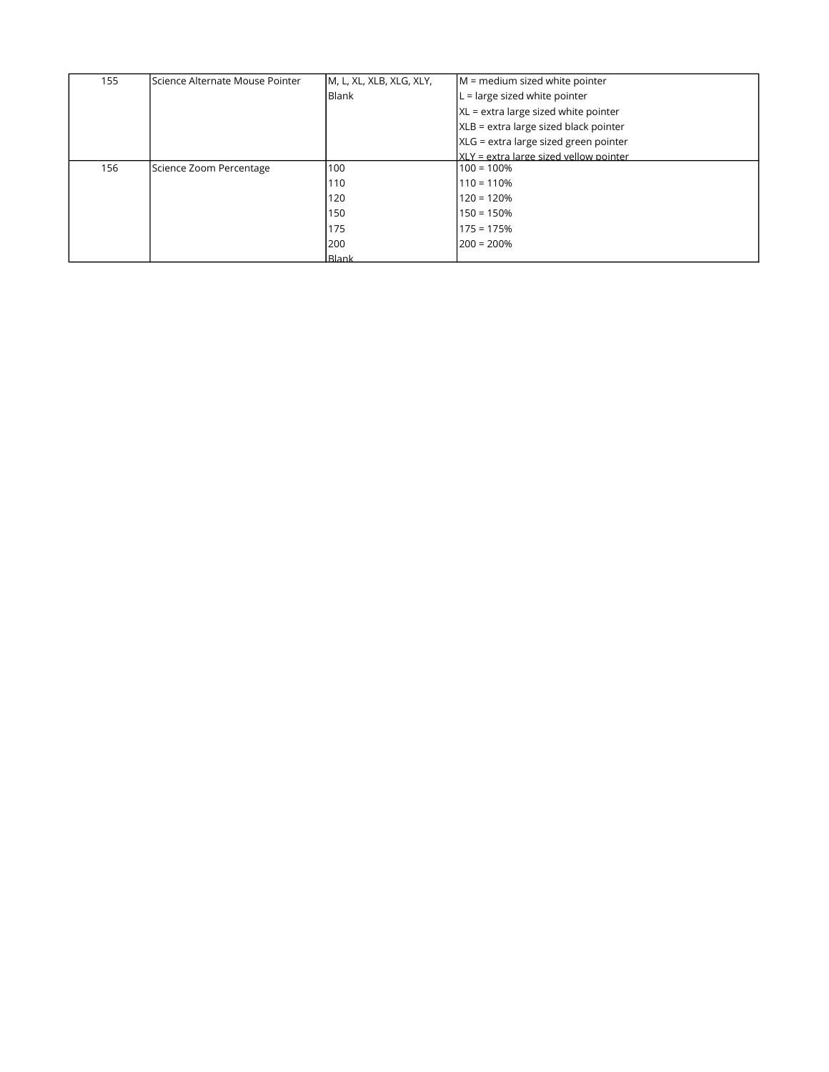| | | | |
|---|---|---|---|
| 155 | Science Alternate Mouse Pointer | M, L, XL, XLB, XLG, XLY, Blank | M = medium sized white pointer<br>L = large sized white pointer<br>XL = extra large sized white pointer<br>XLB = extra large sized black pointer<br>XLG = extra large sized green pointer<br>XLY = extra large sized yellow pointer |
| 156 | Science Zoom Percentage | 100<br>110<br>120<br>150<br>175<br>200<br>Blank | 100 = 100%<br>110 = 110%<br>120 = 120%<br>150 = 150%<br>175 = 175%<br>200 = 200% |